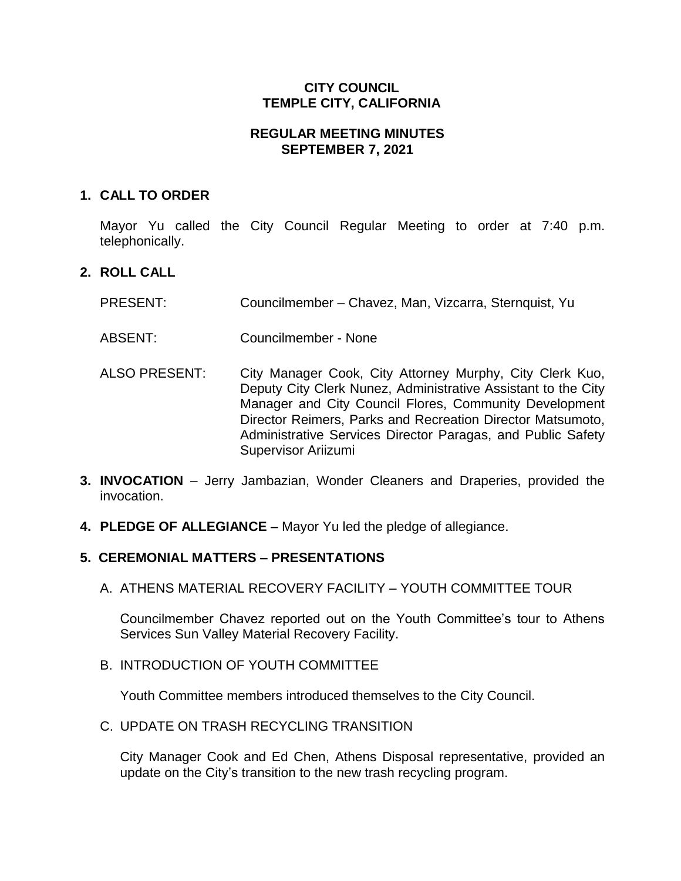# CITY COUNCIL
# TEMPLE CITY, CALIFORNIA

## REGULAR MEETING MINUTES
## SEPTEMBER 7, 2021

### 1. CALL TO ORDER

Mayor Yu called the City Council Regular Meeting to order at 7:40 p.m. telephonically.

### 2. ROLL CALL

| | |
|---|---|
| PRESENT: | Councilmember – Chavez, Man, Vizcarra, Sternquist, Yu |
| ABSENT: | Councilmember - None |
| ALSO PRESENT: | City Manager Cook, City Attorney Murphy, City Clerk Kuo, Deputy City Clerk Nunez, Administrative Assistant to the City Manager and City Council Flores, Community Development Director Reimers, Parks and Recreation Director Matsumoto, Administrative Services Director Paragas, and Public Safety Supervisor Ariizumi |

**3. INVOCATION** – Jerry Jambazian, Wonder Cleaners and Draperies, provided the invocation.

**4. PLEDGE OF ALLEGIANCE –** Mayor Yu led the pledge of allegiance.

### 5. CEREMONIAL MATTERS – PRESENTATIONS

A. ATHENS MATERIAL RECOVERY FACILITY – YOUTH COMMITTEE TOUR

Councilmember Chavez reported out on the Youth Committee's tour to Athens Services Sun Valley Material Recovery Facility.

B. INTRODUCTION OF YOUTH COMMITTEE

Youth Committee members introduced themselves to the City Council.

C. UPDATE ON TRASH RECYCLING TRANSITION

City Manager Cook and Ed Chen, Athens Disposal representative, provided an update on the City's transition to the new trash recycling program.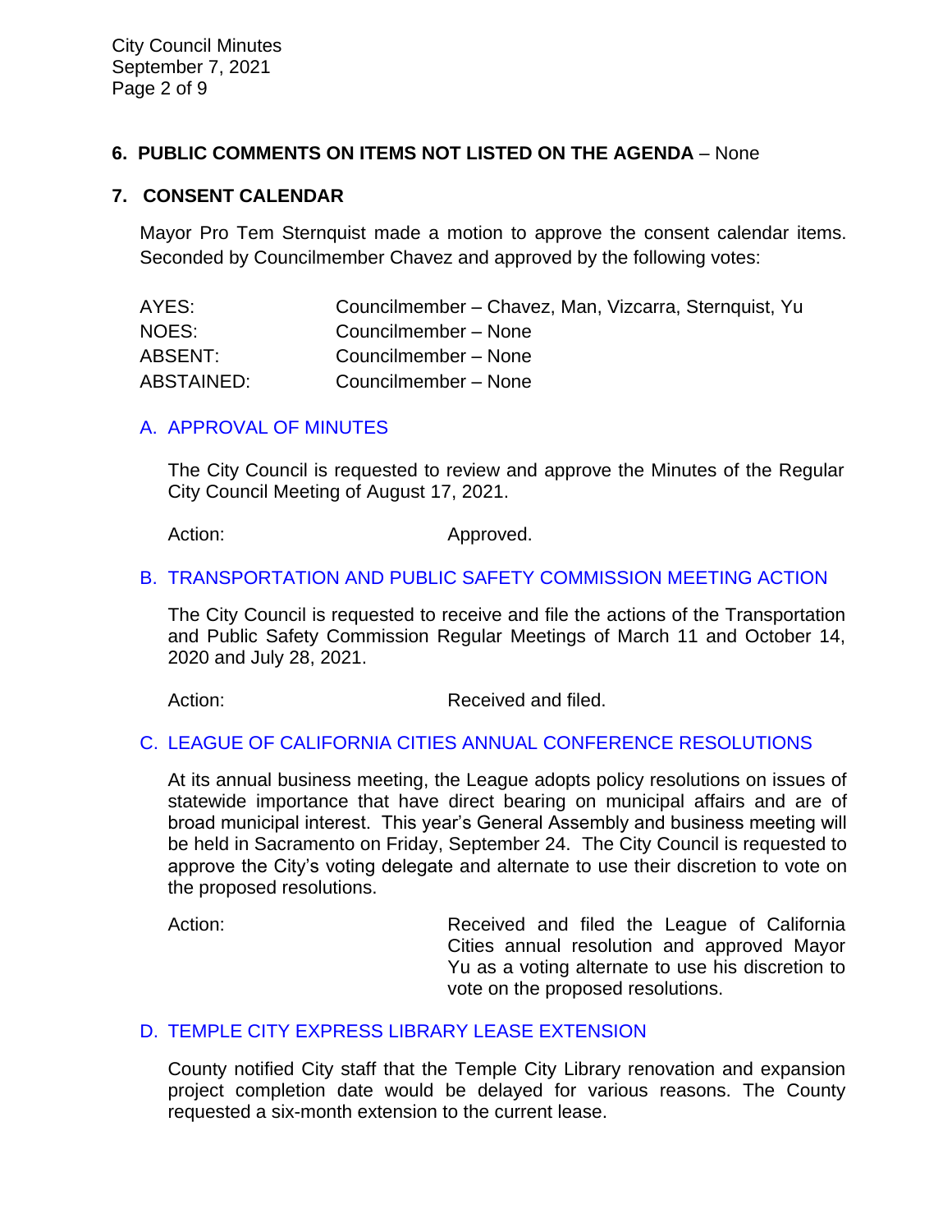## 6. PUBLIC COMMENTS ON ITEMS NOT LISTED ON THE AGENDA – None

## 7. CONSENT CALENDAR

Mayor Pro Tem Sternquist made a motion to approve the consent calendar items. Seconded by Councilmember Chavez and approved by the following votes:

| | |
|---|---|
| AYES: | Councilmember – Chavez, Man, Vizcarra, Sternquist, Yu |
| NOES: | Councilmember – None |
| ABSENT: | Councilmember – None |
| ABSTAINED: | Councilmember – None |

### A. APPROVAL OF MINUTES

The City Council is requested to review and approve the Minutes of the Regular City Council Meeting of August 17, 2021.

Action: Approved.

### B. TRANSPORTATION AND PUBLIC SAFETY COMMISSION MEETING ACTION

The City Council is requested to receive and file the actions of the Transportation and Public Safety Commission Regular Meetings of March 11 and October 14, 2020 and July 28, 2021.

Action: Received and filed.

### C. LEAGUE OF CALIFORNIA CITIES ANNUAL CONFERENCE RESOLUTIONS

At its annual business meeting, the League adopts policy resolutions on issues of statewide importance that have direct bearing on municipal affairs and are of broad municipal interest. This year's General Assembly and business meeting will be held in Sacramento on Friday, September 24. The City Council is requested to approve the City's voting delegate and alternate to use their discretion to vote on the proposed resolutions.

Action: Received and filed the League of California Cities annual resolution and approved Mayor Yu as a voting alternate to use his discretion to vote on the proposed resolutions.

### D. TEMPLE CITY EXPRESS LIBRARY LEASE EXTENSION

County notified City staff that the Temple City Library renovation and expansion project completion date would be delayed for various reasons. The County requested a six-month extension to the current lease.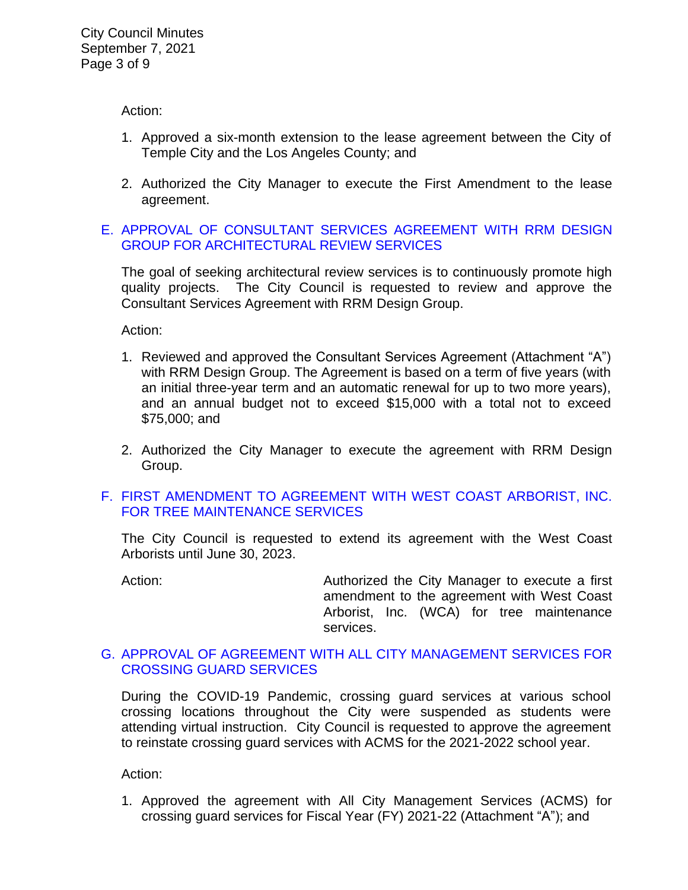Action:

1. Approved a six-month extension to the lease agreement between the City of Temple City and the Los Angeles County; and

2. Authorized the City Manager to execute the First Amendment to the lease agreement.

E. APPROVAL OF CONSULTANT SERVICES AGREEMENT WITH RRM DESIGN GROUP FOR ARCHITECTURAL REVIEW SERVICES

The goal of seeking architectural review services is to continuously promote high quality projects. The City Council is requested to review and approve the Consultant Services Agreement with RRM Design Group.

Action:

1. Reviewed and approved the Consultant Services Agreement (Attachment "A") with RRM Design Group. The Agreement is based on a term of five years (with an initial three-year term and an automatic renewal for up to two more years), and an annual budget not to exceed $15,000 with a total not to exceed $75,000; and

2. Authorized the City Manager to execute the agreement with RRM Design Group.

F. FIRST AMENDMENT TO AGREEMENT WITH WEST COAST ARBORIST, INC. FOR TREE MAINTENANCE SERVICES

The City Council is requested to extend its agreement with the West Coast Arborists until June 30, 2023.

Action: Authorized the City Manager to execute a first amendment to the agreement with West Coast Arborist, Inc. (WCA) for tree maintenance services.

G. APPROVAL OF AGREEMENT WITH ALL CITY MANAGEMENT SERVICES FOR CROSSING GUARD SERVICES

During the COVID-19 Pandemic, crossing guard services at various school crossing locations throughout the City were suspended as students were attending virtual instruction. City Council is requested to approve the agreement to reinstate crossing guard services with ACMS for the 2021-2022 school year.

Action:

1. Approved the agreement with All City Management Services (ACMS) for crossing guard services for Fiscal Year (FY) 2021-22 (Attachment "A"); and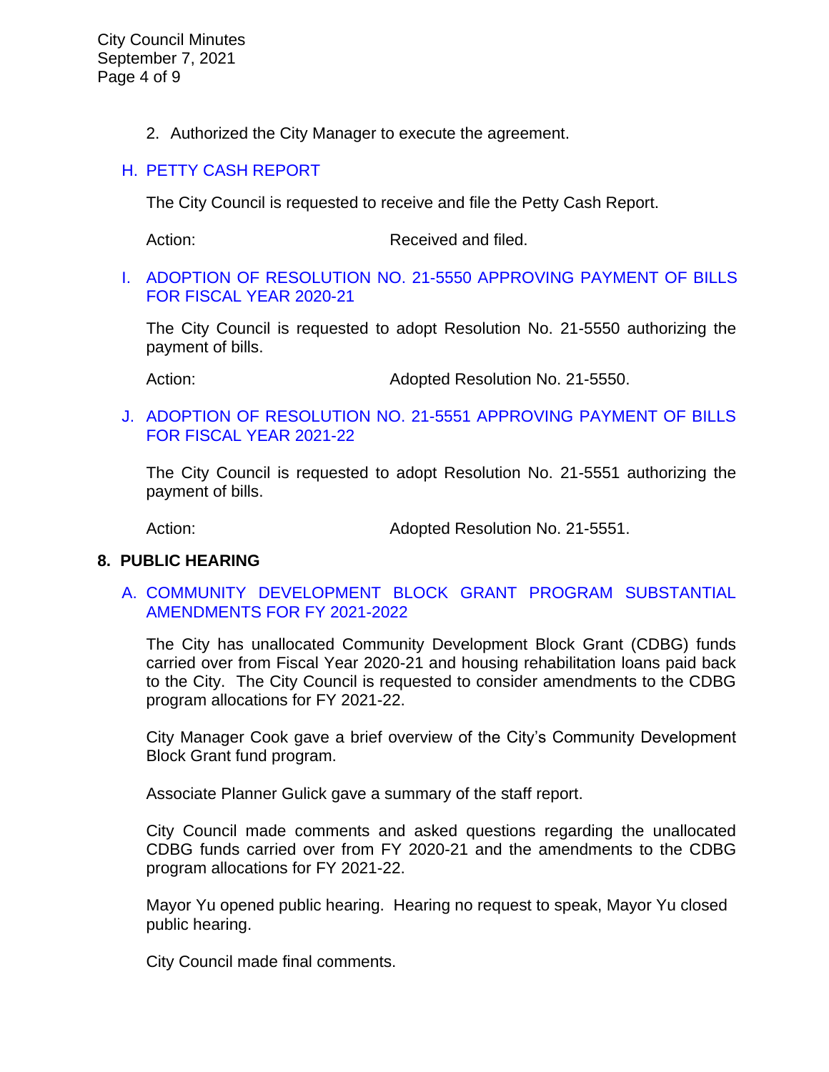2. Authorized the City Manager to execute the agreement.

### H. PETTY CASH REPORT

The City Council is requested to receive and file the Petty Cash Report.

Action: Received and filed.

### I. ADOPTION OF RESOLUTION NO. 21-5550 APPROVING PAYMENT OF BILLS FOR FISCAL YEAR 2020-21

The City Council is requested to adopt Resolution No. 21-5550 authorizing the payment of bills.

Action: Adopted Resolution No. 21-5550.

### J. ADOPTION OF RESOLUTION NO. 21-5551 APPROVING PAYMENT OF BILLS FOR FISCAL YEAR 2021-22

The City Council is requested to adopt Resolution No. 21-5551 authorizing the payment of bills.

Action: Adopted Resolution No. 21-5551.

## 8. PUBLIC HEARING

### A. COMMUNITY DEVELOPMENT BLOCK GRANT PROGRAM SUBSTANTIAL AMENDMENTS FOR FY 2021-2022

The City has unallocated Community Development Block Grant (CDBG) funds carried over from Fiscal Year 2020-21 and housing rehabilitation loans paid back to the City. The City Council is requested to consider amendments to the CDBG program allocations for FY 2021-22.

City Manager Cook gave a brief overview of the City's Community Development Block Grant fund program.

Associate Planner Gulick gave a summary of the staff report.

City Council made comments and asked questions regarding the unallocated CDBG funds carried over from FY 2020-21 and the amendments to the CDBG program allocations for FY 2021-22.

Mayor Yu opened public hearing. Hearing no request to speak, Mayor Yu closed public hearing.

City Council made final comments.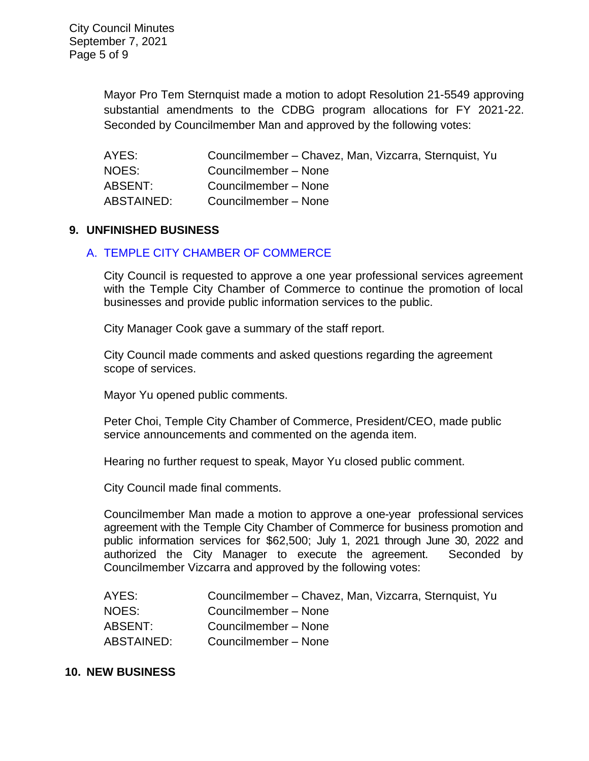Mayor Pro Tem Sternquist made a motion to adopt Resolution 21-5549 approving substantial amendments to the CDBG program allocations for FY 2021-22. Seconded by Councilmember Man and approved by the following votes:

| | |
|---|---|
| AYES: | Councilmember – Chavez, Man, Vizcarra, Sternquist, Yu |
| NOES: | Councilmember – None |
| ABSENT: | Councilmember – None |
| ABSTAINED: | Councilmember – None |

## 9. UNFINISHED BUSINESS

### A. TEMPLE CITY CHAMBER OF COMMERCE

City Council is requested to approve a one year professional services agreement with the Temple City Chamber of Commerce to continue the promotion of local businesses and provide public information services to the public.

City Manager Cook gave a summary of the staff report.

City Council made comments and asked questions regarding the agreement scope of services.

Mayor Yu opened public comments.

Peter Choi, Temple City Chamber of Commerce, President/CEO, made public service announcements and commented on the agenda item.

Hearing no further request to speak, Mayor Yu closed public comment.

City Council made final comments.

Councilmember Man made a motion to approve a one-year professional services agreement with the Temple City Chamber of Commerce for business promotion and public information services for $62,500; July 1, 2021 through June 30, 2022 and authorized the City Manager to execute the agreement. Seconded by Councilmember Vizcarra and approved by the following votes:

| | |
|---|---|
| AYES: | Councilmember – Chavez, Man, Vizcarra, Sternquist, Yu |
| NOES: | Councilmember – None |
| ABSENT: | Councilmember – None |
| ABSTAINED: | Councilmember – None |

## 10. NEW BUSINESS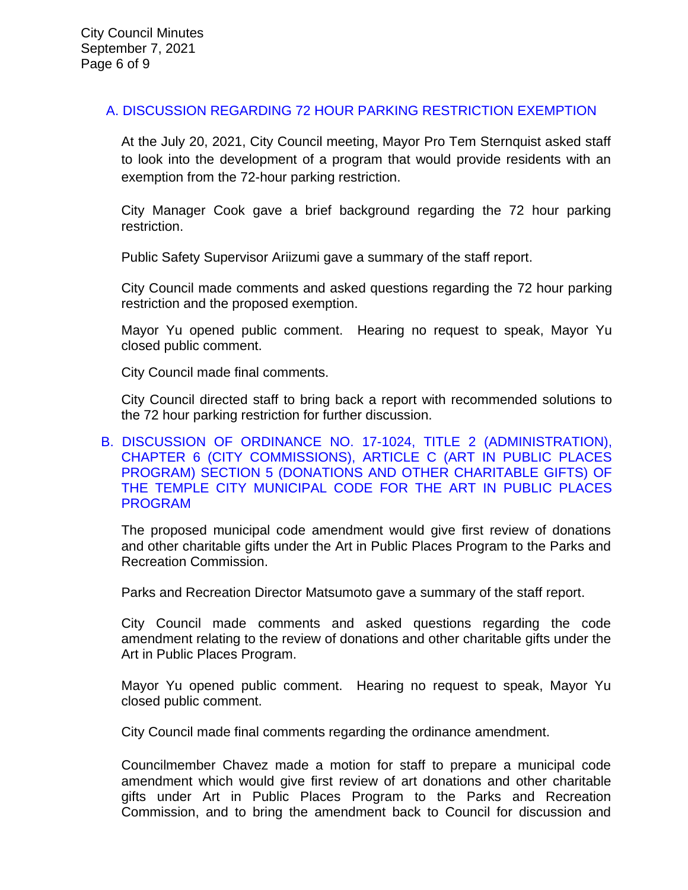## A. DISCUSSION REGARDING 72 HOUR PARKING RESTRICTION EXEMPTION

At the July 20, 2021, City Council meeting, Mayor Pro Tem Sternquist asked staff to look into the development of a program that would provide residents with an exemption from the 72-hour parking restriction.

City Manager Cook gave a brief background regarding the 72 hour parking restriction.

Public Safety Supervisor Ariizumi gave a summary of the staff report.

City Council made comments and asked questions regarding the 72 hour parking restriction and the proposed exemption.

Mayor Yu opened public comment. Hearing no request to speak, Mayor Yu closed public comment.

City Council made final comments.

City Council directed staff to bring back a report with recommended solutions to the 72 hour parking restriction for further discussion.

## B. DISCUSSION OF ORDINANCE NO. 17-1024, TITLE 2 (ADMINISTRATION), CHAPTER 6 (CITY COMMISSIONS), ARTICLE C (ART IN PUBLIC PLACES PROGRAM) SECTION 5 (DONATIONS AND OTHER CHARITABLE GIFTS) OF THE TEMPLE CITY MUNICIPAL CODE FOR THE ART IN PUBLIC PLACES PROGRAM

The proposed municipal code amendment would give first review of donations and other charitable gifts under the Art in Public Places Program to the Parks and Recreation Commission.

Parks and Recreation Director Matsumoto gave a summary of the staff report.

City Council made comments and asked questions regarding the code amendment relating to the review of donations and other charitable gifts under the Art in Public Places Program.

Mayor Yu opened public comment. Hearing no request to speak, Mayor Yu closed public comment.

City Council made final comments regarding the ordinance amendment.

Councilmember Chavez made a motion for staff to prepare a municipal code amendment which would give first review of art donations and other charitable gifts under Art in Public Places Program to the Parks and Recreation Commission, and to bring the amendment back to Council for discussion and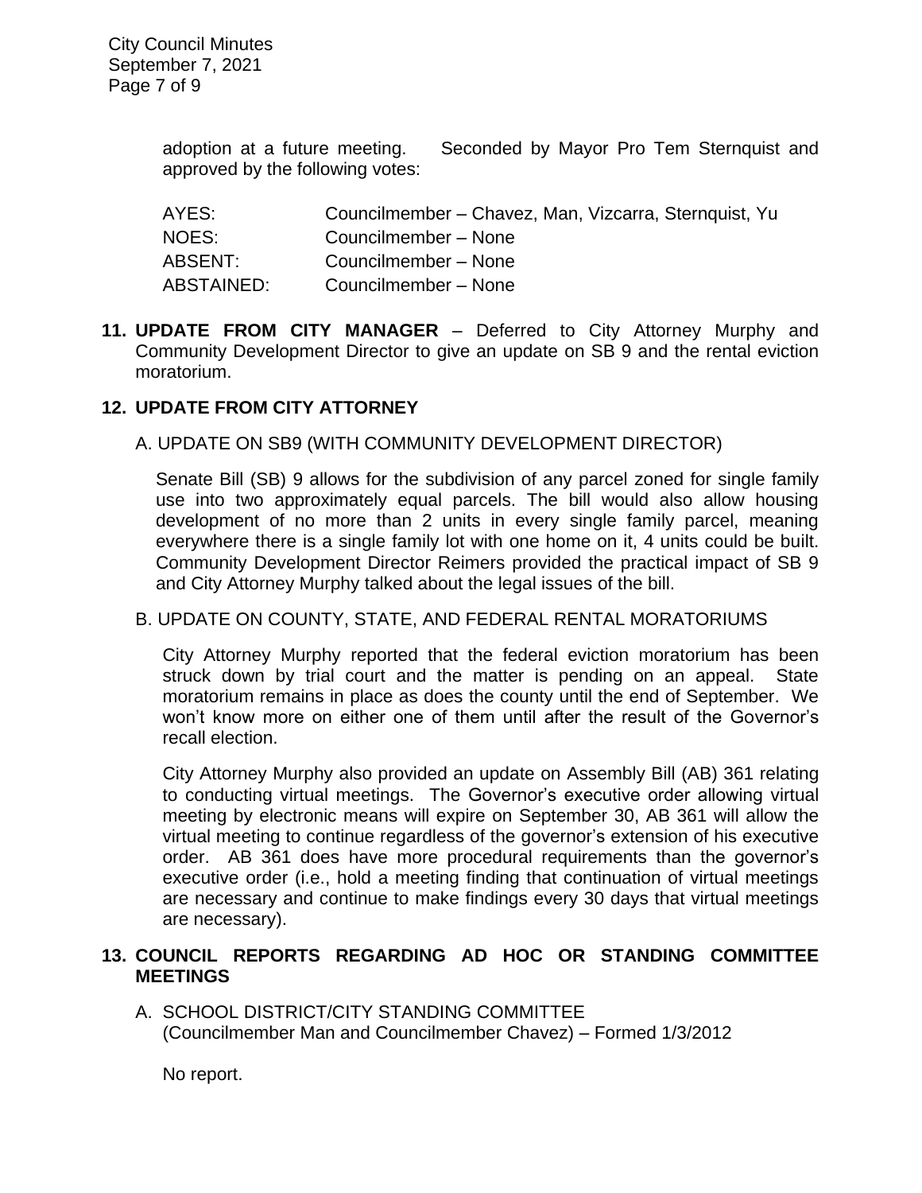adoption at a future meeting. Seconded by Mayor Pro Tem Sternquist and approved by the following votes:

| | |
|---|---|
| AYES: | Councilmember – Chavez, Man, Vizcarra, Sternquist, Yu |
| NOES: | Councilmember – None |
| ABSENT: | Councilmember – None |
| ABSTAINED: | Councilmember – None |

**11. UPDATE FROM CITY MANAGER** – Deferred to City Attorney Murphy and Community Development Director to give an update on SB 9 and the rental eviction moratorium.

**12. UPDATE FROM CITY ATTORNEY**

A. UPDATE ON SB9 (WITH COMMUNITY DEVELOPMENT DIRECTOR)

Senate Bill (SB) 9 allows for the subdivision of any parcel zoned for single family use into two approximately equal parcels. The bill would also allow housing development of no more than 2 units in every single family parcel, meaning everywhere there is a single family lot with one home on it, 4 units could be built. Community Development Director Reimers provided the practical impact of SB 9 and City Attorney Murphy talked about the legal issues of the bill.

B. UPDATE ON COUNTY, STATE, AND FEDERAL RENTAL MORATORIUMS

City Attorney Murphy reported that the federal eviction moratorium has been struck down by trial court and the matter is pending on an appeal. State moratorium remains in place as does the county until the end of September. We won't know more on either one of them until after the result of the Governor's recall election.

City Attorney Murphy also provided an update on Assembly Bill (AB) 361 relating to conducting virtual meetings. The Governor's executive order allowing virtual meeting by electronic means will expire on September 30, AB 361 will allow the virtual meeting to continue regardless of the governor's extension of his executive order. AB 361 does have more procedural requirements than the governor's executive order (i.e., hold a meeting finding that continuation of virtual meetings are necessary and continue to make findings every 30 days that virtual meetings are necessary).

**13. COUNCIL REPORTS REGARDING AD HOC OR STANDING COMMITTEE MEETINGS**

A. SCHOOL DISTRICT/CITY STANDING COMMITTEE (Councilmember Man and Councilmember Chavez) – Formed 1/3/2012

No report.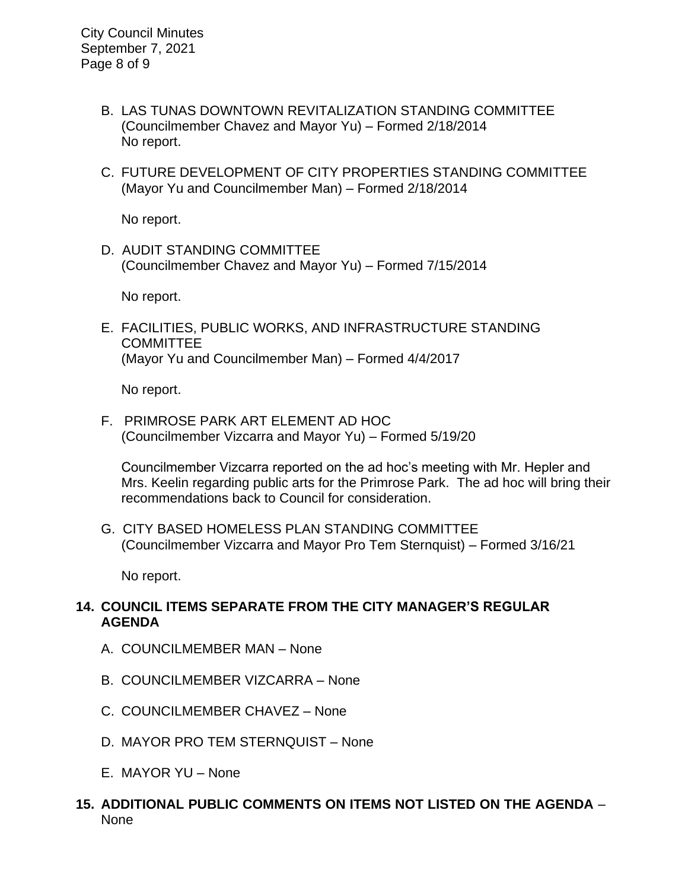B. LAS TUNAS DOWNTOWN REVITALIZATION STANDING COMMITTEE (Councilmember Chavez and Mayor Yu) – Formed 2/18/2014
   No report.

C. FUTURE DEVELOPMENT OF CITY PROPERTIES STANDING COMMITTEE (Mayor Yu and Councilmember Man) – Formed 2/18/2014

   No report.

D. AUDIT STANDING COMMITTEE (Councilmember Chavez and Mayor Yu) – Formed 7/15/2014

   No report.

E. FACILITIES, PUBLIC WORKS, AND INFRASTRUCTURE STANDING COMMITTEE (Mayor Yu and Councilmember Man) – Formed 4/4/2017

   No report.

F. PRIMROSE PARK ART ELEMENT AD HOC (Councilmember Vizcarra and Mayor Yu) – Formed 5/19/20

   Councilmember Vizcarra reported on the ad hoc's meeting with Mr. Hepler and Mrs. Keelin regarding public arts for the Primrose Park. The ad hoc will bring their recommendations back to Council for consideration.

G. CITY BASED HOMELESS PLAN STANDING COMMITTEE (Councilmember Vizcarra and Mayor Pro Tem Sternquist) – Formed 3/16/21

   No report.

**14. COUNCIL ITEMS SEPARATE FROM THE CITY MANAGER'S REGULAR AGENDA**

A. COUNCILMEMBER MAN – None

B. COUNCILMEMBER VIZCARRA – None

C. COUNCILMEMBER CHAVEZ – None

D. MAYOR PRO TEM STERNQUIST – None

E. MAYOR YU – None

**15. ADDITIONAL PUBLIC COMMENTS ON ITEMS NOT LISTED ON THE AGENDA** – None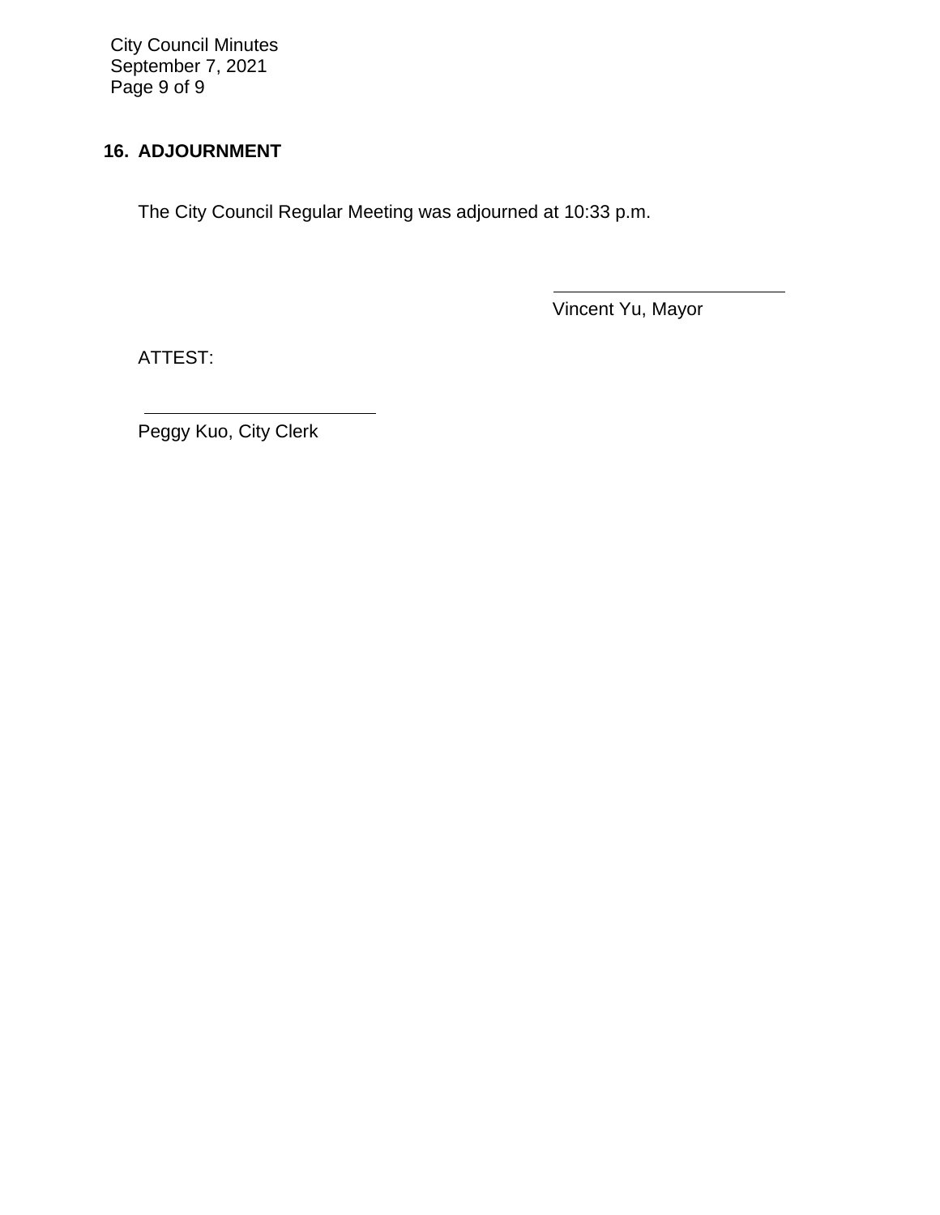## 16. ADJOURNMENT

The City Council Regular Meeting was adjourned at 10:33 p.m.

\_\_\_\_\_\_\_\_\_\_\_\_\_\_\_\_\_\_\_\_\_\_\_\_\_\_

Vincent Yu, Mayor

ATTEST:

\_\_\_\_\_\_\_\_\_\_\_\_\_\_\_\_\_\_\_\_\_\_\_\_\_\_

Peggy Kuo, City Clerk